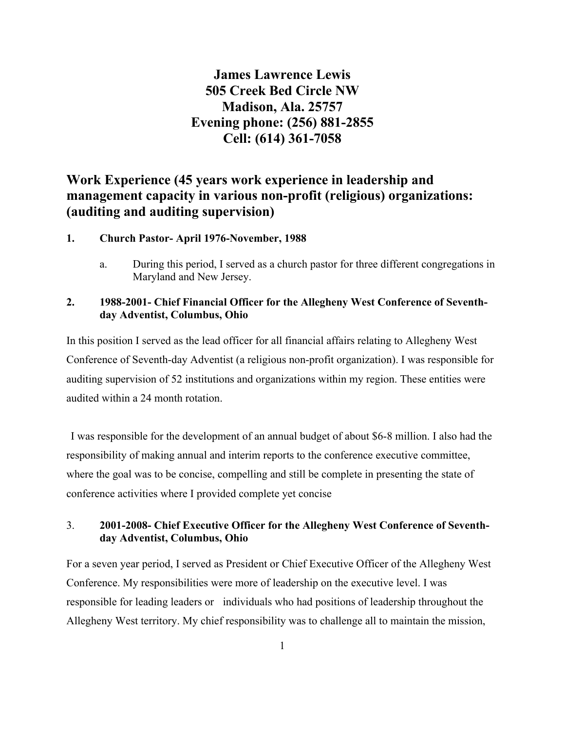# James Lawrence Lewis
# 505 Creek Bed Circle NW
# Madison, Ala. 25757
# Evening phone: (256) 881-2855
# Cell: (614) 361-7058

## Work Experience (45 years work experience in leadership and management capacity in various non-profit (religious) organizations: (auditing and auditing supervision)

**1. Church Pastor- April 1976-November, 1988**

a. During this period, I served as a church pastor for three different congregations in Maryland and New Jersey.

**2. 1988-2001- Chief Financial Officer for the Allegheny West Conference of Seventh-day Adventist, Columbus, Ohio**

In this position I served as the lead officer for all financial affairs relating to Allegheny West Conference of Seventh-day Adventist (a religious non-profit organization). I was responsible for auditing supervision of 52 institutions and organizations within my region. These entities were audited within a 24 month rotation.

I was responsible for the development of an annual budget of about $6-8 million. I also had the responsibility of making annual and interim reports to the conference executive committee, where the goal was to be concise, compelling and still be complete in presenting the state of conference activities where I provided complete yet concise

3. **2001-2008- Chief Executive Officer for the Allegheny West Conference of Seventh-day Adventist, Columbus, Ohio**

For a seven year period, I served as President or Chief Executive Officer of the Allegheny West Conference. My responsibilities were more of leadership on the executive level. I was responsible for leading leaders or individuals who had positions of leadership throughout the Allegheny West territory. My chief responsibility was to challenge all to maintain the mission,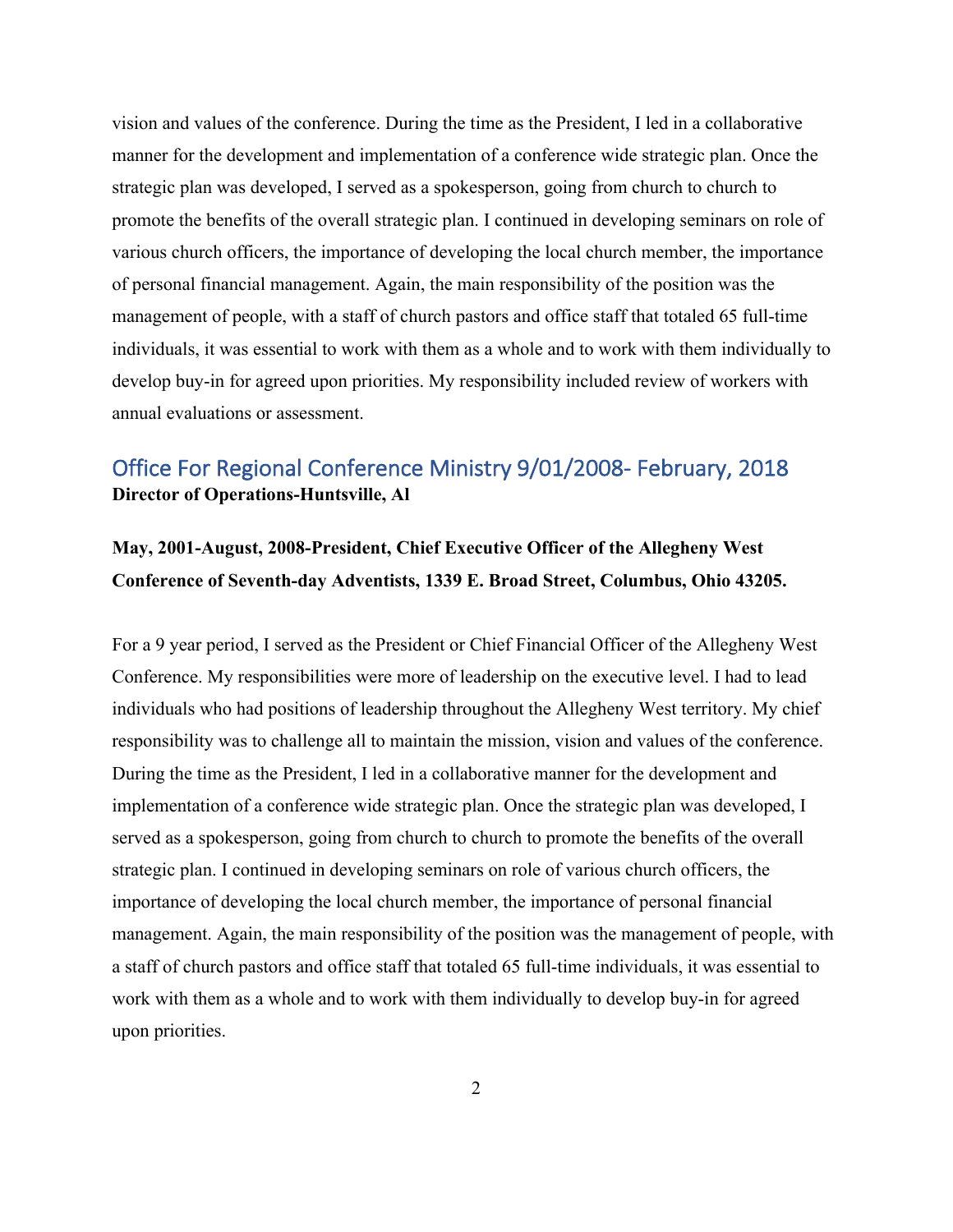vision and values of the conference. During the time as the President, I led in a collaborative manner for the development and implementation of a conference wide strategic plan. Once the strategic plan was developed, I served as a spokesperson, going from church to church to promote the benefits of the overall strategic plan. I continued in developing seminars on role of various church officers, the importance of developing the local church member, the importance of personal financial management. Again, the main responsibility of the position was the management of people, with a staff of church pastors and office staff that totaled 65 full-time individuals, it was essential to work with them as a whole and to work with them individually to develop buy-in for agreed upon priorities. My responsibility included review of workers with annual evaluations or assessment.

## Office For Regional Conference Ministry 9/01/2008- February, 2018

**Director of Operations-Huntsville, Al**

**May, 2001-August, 2008-President, Chief Executive Officer of the Allegheny West Conference of Seventh-day Adventists, 1339 E. Broad Street, Columbus, Ohio 43205.**

For a 9 year period, I served as the President or Chief Financial Officer of the Allegheny West Conference. My responsibilities were more of leadership on the executive level. I had to lead individuals who had positions of leadership throughout the Allegheny West territory. My chief responsibility was to challenge all to maintain the mission, vision and values of the conference. During the time as the President, I led in a collaborative manner for the development and implementation of a conference wide strategic plan. Once the strategic plan was developed, I served as a spokesperson, going from church to church to promote the benefits of the overall strategic plan. I continued in developing seminars on role of various church officers, the importance of developing the local church member, the importance of personal financial management. Again, the main responsibility of the position was the management of people, with a staff of church pastors and office staff that totaled 65 full-time individuals, it was essential to work with them as a whole and to work with them individually to develop buy-in for agreed upon priorities.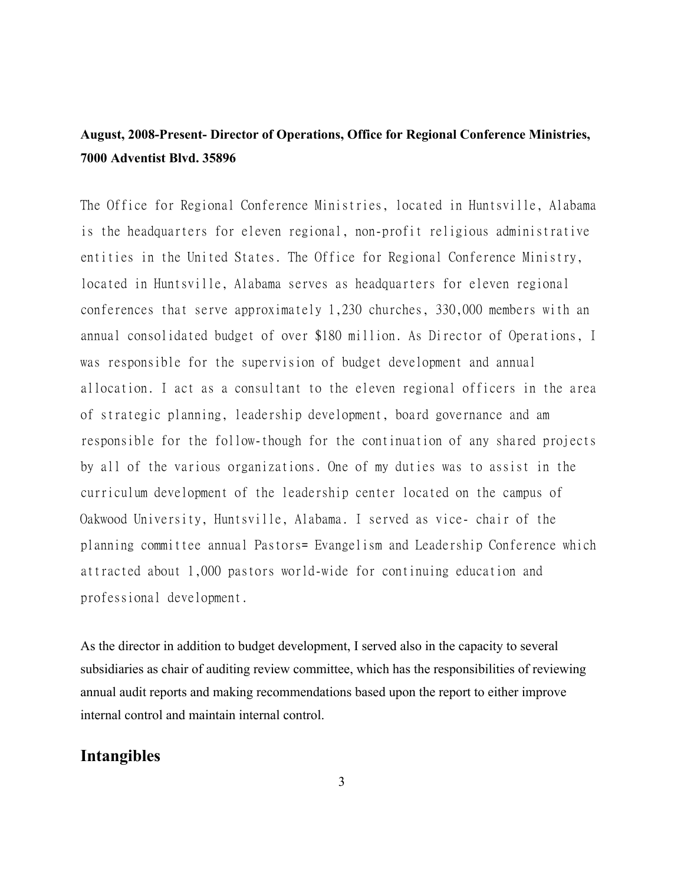**August, 2008-Present- Director of Operations, Office for Regional Conference Ministries, 7000 Adventist Blvd. 35896**

The Office for Regional Conference Ministries, located in Huntsville, Alabama is the headquarters for eleven regional, non-profit religious administrative entities in the United States. The Office for Regional Conference Ministry, located in Huntsville, Alabama serves as headquarters for eleven regional conferences that serve approximately 1,230 churches, 330,000 members with an annual consolidated budget of over $180 million. As Director of Operations, I was responsible for the supervision of budget development and annual allocation. I act as a consultant to the eleven regional officers in the area of strategic planning, leadership development, board governance and am responsible for the follow-though for the continuation of any shared projects by all of the various organizations. One of my duties was to assist in the curriculum development of the leadership center located on the campus of Oakwood University, Huntsville, Alabama. I served as vice- chair of the planning committee annual Pastors= Evangelism and Leadership Conference which attracted about 1,000 pastors world-wide for continuing education and professional development.

As the director in addition to budget development, I served also in the capacity to several subsidiaries as chair of auditing review committee, which has the responsibilities of reviewing annual audit reports and making recommendations based upon the report to either improve internal control and maintain internal control.

## Intangibles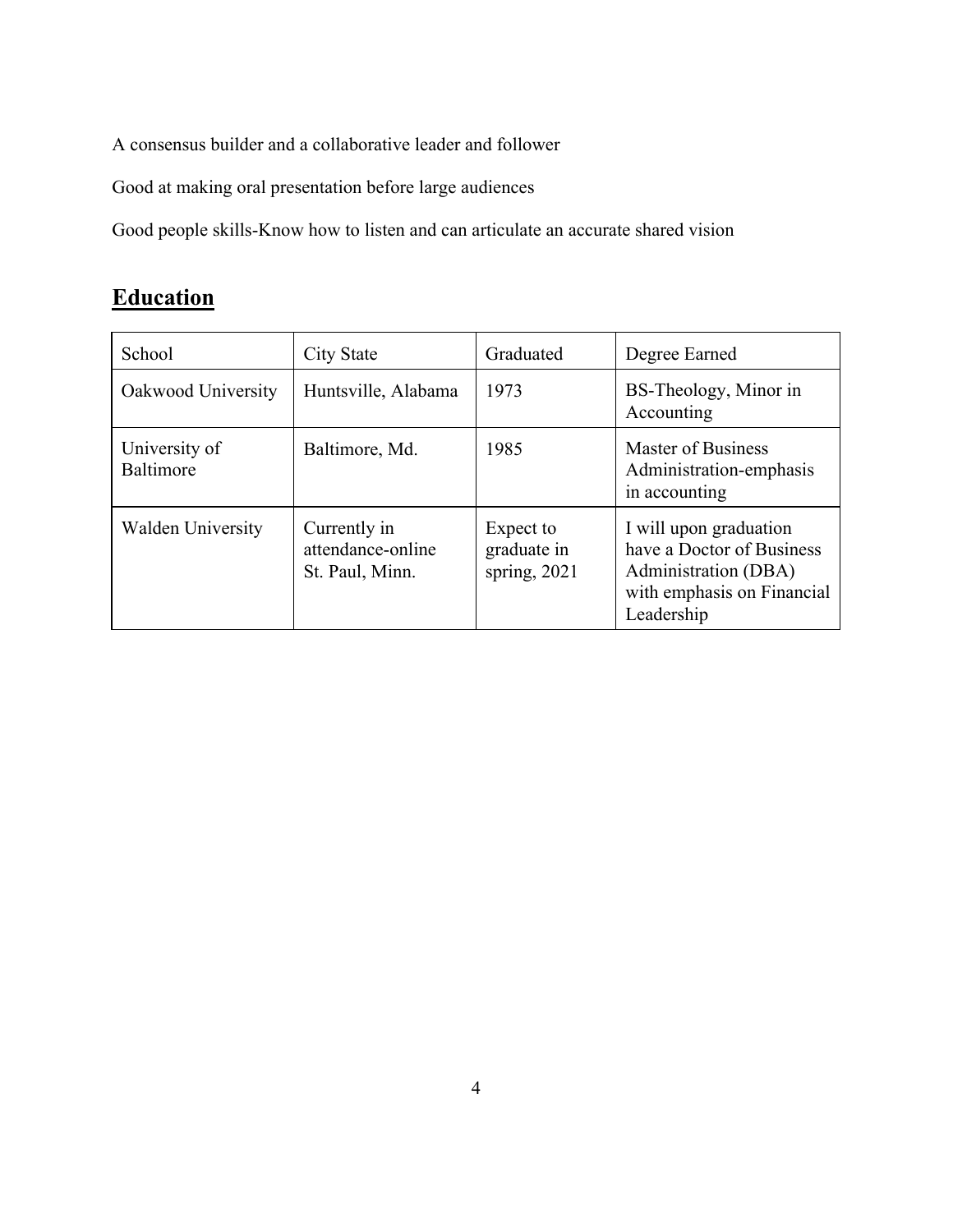A consensus builder and a collaborative leader and follower

Good at making oral presentation before large audiences

Good people skills-Know how to listen and can articulate an accurate shared vision

## Education

| School | City State | Graduated | Degree Earned |
|---|---|---|---|
| Oakwood University | Huntsville, Alabama | 1973 | BS-Theology, Minor in Accounting |
| University of Baltimore | Baltimore, Md. | 1985 | Master of Business Administration-emphasis in accounting |
| Walden University | Currently in attendance-online St. Paul, Minn. | Expect to graduate in spring, 2021 | I will upon graduation have a Doctor of Business Administration (DBA) with emphasis on Financial Leadership |